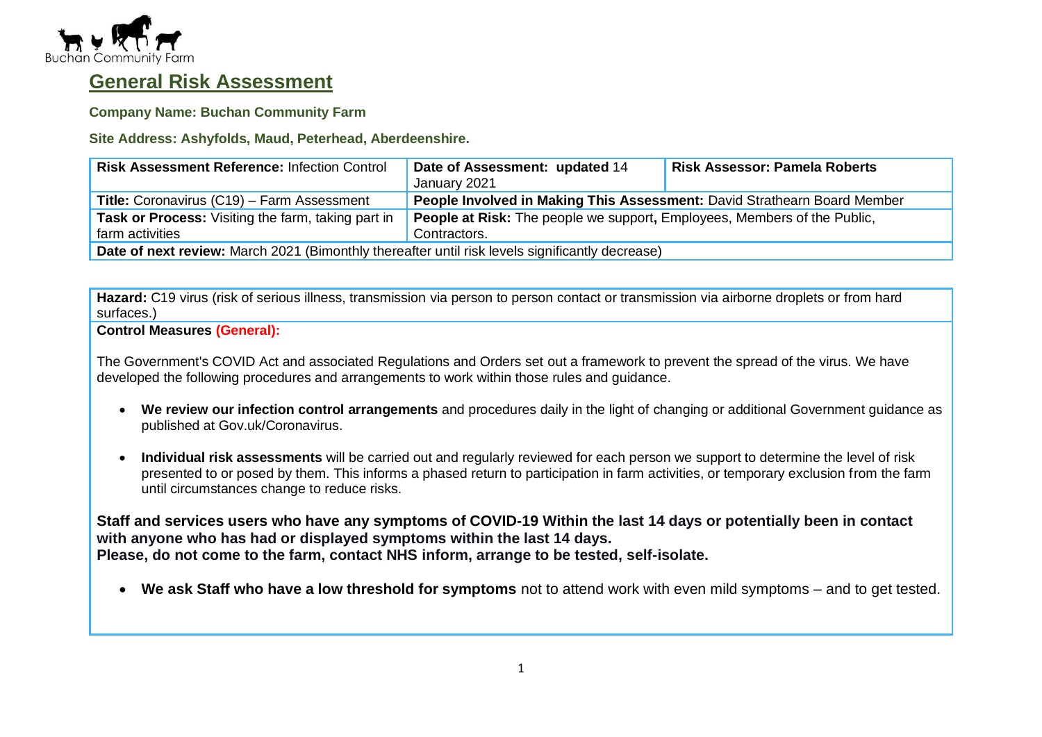Buchan Community Farm

# General Risk Assessment

**Company Name: Buchan Community Farm**

**Site Address: Ashyfolds, Maud, Peterhead, Aberdeenshire.**

| **Risk Assessment Reference:** Infection Control | **Date of Assessment: updated** 14 January 2021 | **Risk Assessor: Pamela Roberts** |
|---|---|---|
| **Title:** Coronavirus (C19) – Farm Assessment | **People Involved in Making This Assessment:** David Strathearn Board Member | |
| **Task or Process:** Visiting the farm, taking part in farm activities | **People at Risk:** The people we support**,** Employees, Members of the Public, Contractors. | |
| **Date of next review:** March 2021 (Bimonthly thereafter until risk levels significantly decrease) | | |

**Hazard:** C19 virus (risk of serious illness, transmission via person to person contact or transmission via airborne droplets or from hard surfaces.)

**Control Measures (General):**

The Government's COVID Act and associated Regulations and Orders set out a framework to prevent the spread of the virus. We have developed the following procedures and arrangements to work within those rules and guidance.

- **We review our infection control arrangements** and procedures daily in the light of changing or additional Government guidance as published at Gov.uk/Coronavirus.
- **Individual risk assessments** will be carried out and regularly reviewed for each person we support to determine the level of risk presented to or posed by them. This informs a phased return to participation in farm activities, or temporary exclusion from the farm until circumstances change to reduce risks.

**Staff and services users who have any symptoms of COVID-19 Within the last 14 days or potentially been in contact with anyone who has had or displayed symptoms within the last 14 days.**
**Please, do not come to the farm, contact NHS inform, arrange to be tested, self-isolate.**

- **We ask Staff who have a low threshold for symptoms** not to attend work with even mild symptoms – and to get tested.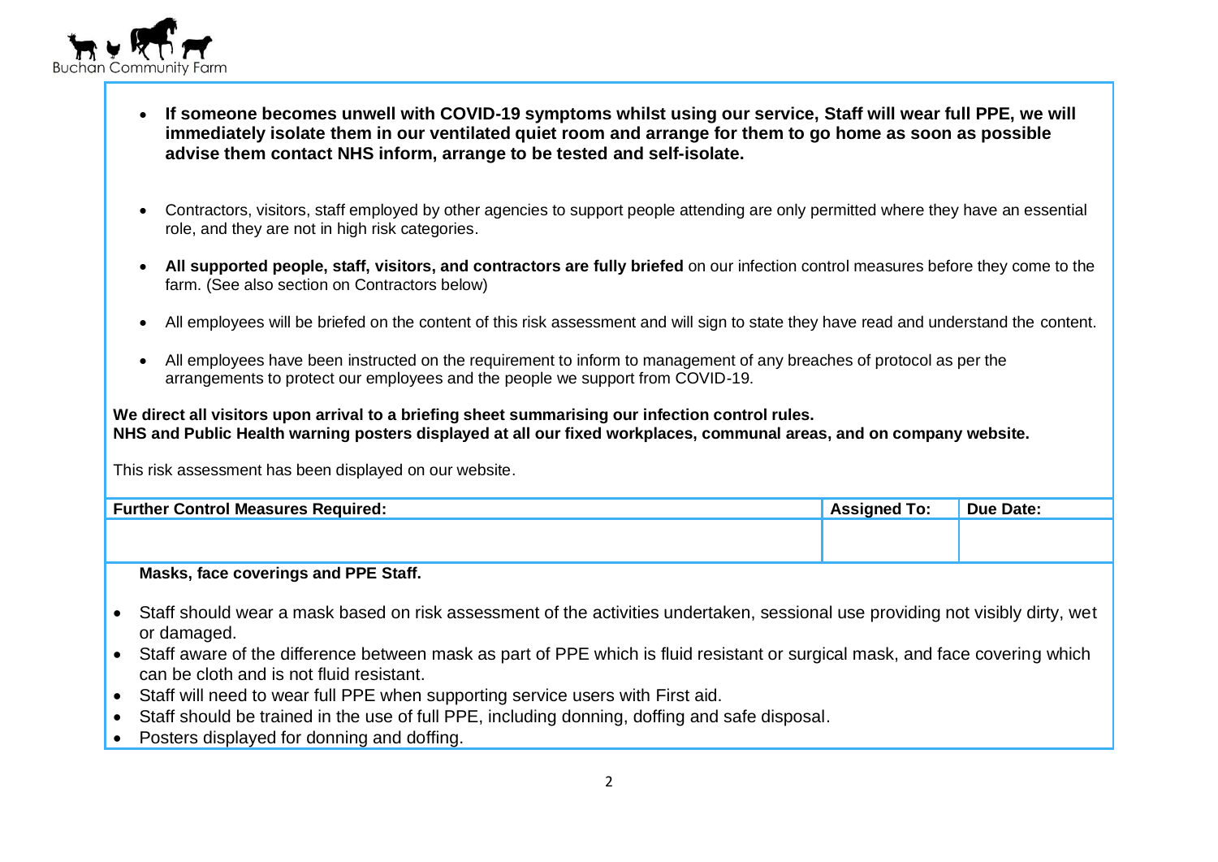- **If someone becomes unwell with COVID-19 symptoms whilst using our service, Staff will wear full PPE, we will immediately isolate them in our ventilated quiet room and arrange for them to go home as soon as possible advise them contact NHS inform, arrange to be tested and self-isolate.**

- Contractors, visitors, staff employed by other agencies to support people attending are only permitted where they have an essential role, and they are not in high risk categories.

- **All supported people, staff, visitors, and contractors are fully briefed** on our infection control measures before they come to the farm. (See also section on Contractors below)

- All employees will be briefed on the content of this risk assessment and will sign to state they have read and understand the content.

- All employees have been instructed on the requirement to inform to management of any breaches of protocol as per the arrangements to protect our employees and the people we support from COVID-19.

**We direct all visitors upon arrival to a briefing sheet summarising our infection control rules.**
**NHS and Public Health warning posters displayed at all our fixed workplaces, communal areas, and on company website.**

This risk assessment has been displayed on our website.

| Further Control Measures Required: | Assigned To: | Due Date: |
| --- | --- | --- |
| | | |

**Masks, face coverings and PPE Staff.**

- Staff should wear a mask based on risk assessment of the activities undertaken, sessional use providing not visibly dirty, wet or damaged.
- Staff aware of the difference between mask as part of PPE which is fluid resistant or surgical mask, and face covering which can be cloth and is not fluid resistant.
- Staff will need to wear full PPE when supporting service users with First aid.
- Staff should be trained in the use of full PPE, including donning, doffing and safe disposal.
- Posters displayed for donning and doffing.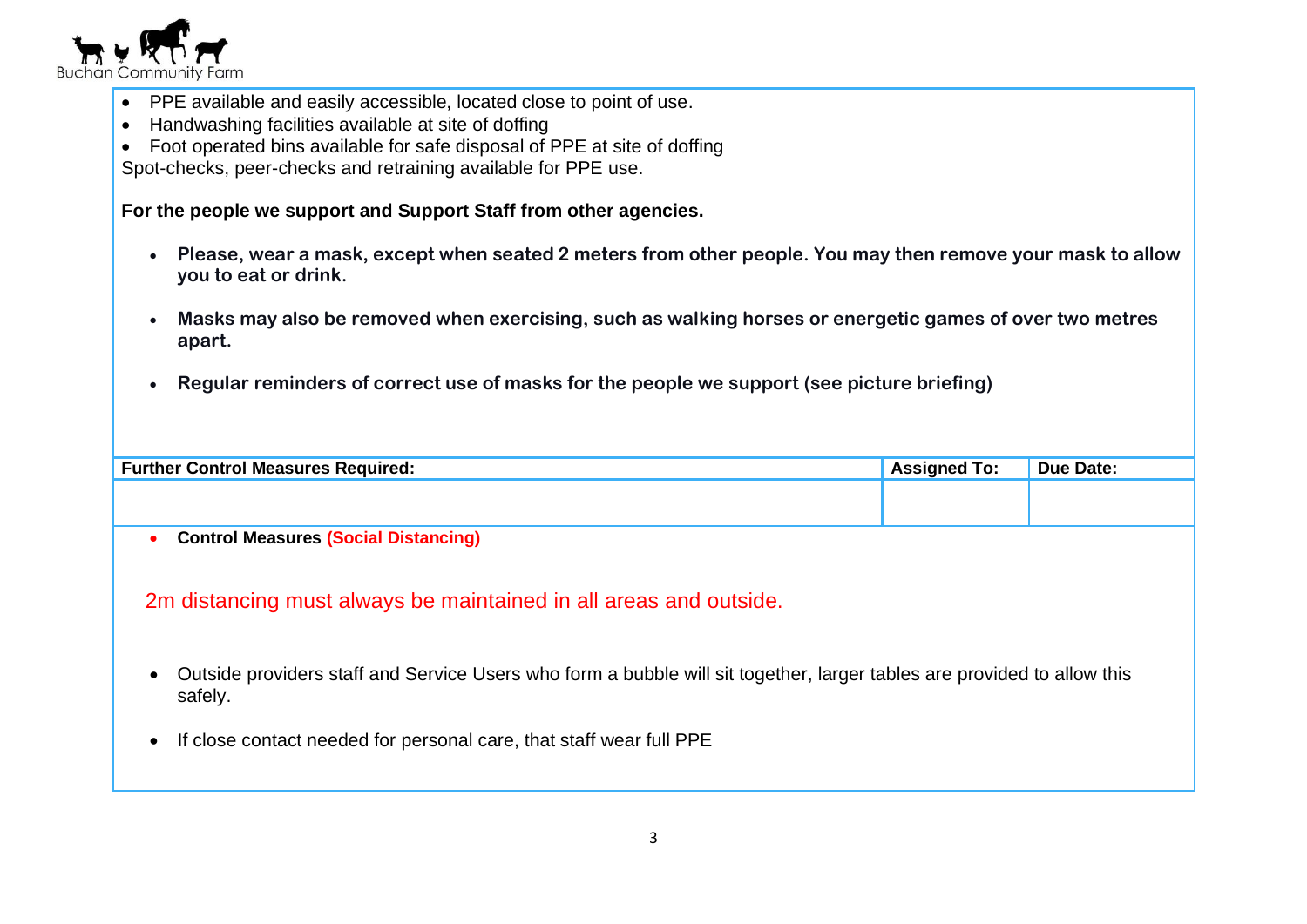- PPE available and easily accessible, located close to point of use.
- Handwashing facilities available at site of doffing
- Foot operated bins available for safe disposal of PPE at site of doffing

Spot-checks, peer-checks and retraining available for PPE use.

**For the people we support and Support Staff from other agencies.**

- **Please, wear a mask, except when seated 2 meters from other people. You may then remove your mask to allow you to eat or drink.**
- **Masks may also be removed when exercising, such as walking horses or energetic games of over two metres apart.**
- **Regular reminders of correct use of masks for the people we support (see picture briefing)**

| Further Control Measures Required: | Assigned To: | Due Date: |
| --- | --- | --- |
| | | |

- **Control Measures (Social Distancing)**

2m distancing must always be maintained in all areas and outside.

- Outside providers staff and Service Users who form a bubble will sit together, larger tables are provided to allow this safely.
- If close contact needed for personal care, that staff wear full PPE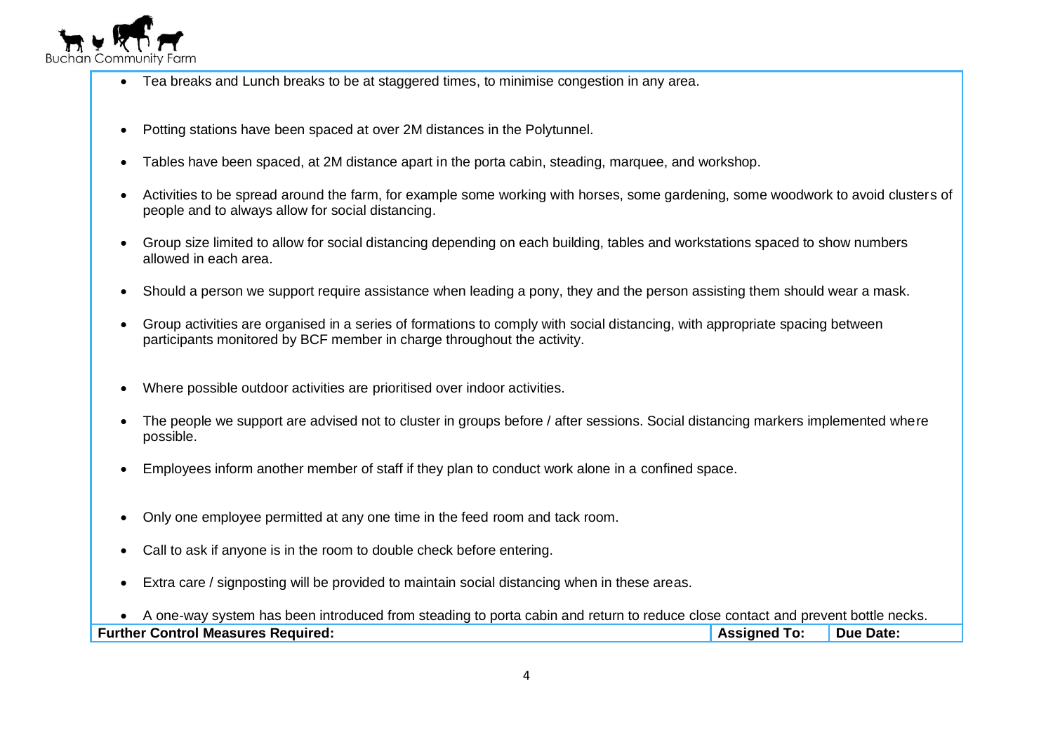- Tea breaks and Lunch breaks to be at staggered times, to minimise congestion in any area.
- Potting stations have been spaced at over 2M distances in the Polytunnel.
- Tables have been spaced, at 2M distance apart in the porta cabin, steading, marquee, and workshop.
- Activities to be spread around the farm, for example some working with horses, some gardening, some woodwork to avoid clusters of people and to always allow for social distancing.
- Group size limited to allow for social distancing depending on each building, tables and workstations spaced to show numbers allowed in each area.
- Should a person we support require assistance when leading a pony, they and the person assisting them should wear a mask.
- Group activities are organised in a series of formations to comply with social distancing, with appropriate spacing between participants monitored by BCF member in charge throughout the activity.
- Where possible outdoor activities are prioritised over indoor activities.
- The people we support are advised not to cluster in groups before / after sessions. Social distancing markers implemented where possible.
- Employees inform another member of staff if they plan to conduct work alone in a confined space.
- Only one employee permitted at any one time in the feed room and tack room.
- Call to ask if anyone is in the room to double check before entering.
- Extra care / signposting will be provided to maintain social distancing when in these areas.
- A one-way system has been introduced from steading to porta cabin and return to reduce close contact and prevent bottle necks.

| Further Control Measures Required: | Assigned To: | Due Date: |
|---|---|---|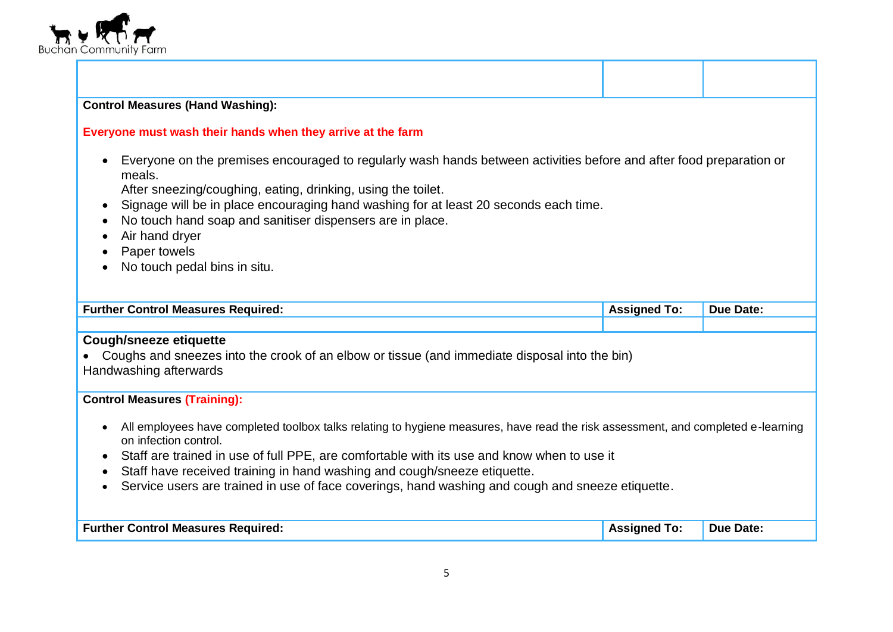| | | |
|---|---|---|
| | | |

**Control Measures (Hand Washing):**

**Everyone must wash their hands when they arrive at the farm**

- Everyone on the premises encouraged to regularly wash hands between activities before and after food preparation or meals.
  After sneezing/coughing, eating, drinking, using the toilet.
- Signage will be in place encouraging hand washing for at least 20 seconds each time.
- No touch hand soap and sanitiser dispensers are in place.
- Air hand dryer
- Paper towels
- No touch pedal bins in situ.

| Further Control Measures Required: | Assigned To: | Due Date: |
|---|---|---|
| | | |

**Cough/sneeze etiquette**

- Coughs and sneezes into the crook of an elbow or tissue (and immediate disposal into the bin)

Handwashing afterwards

**Control Measures (Training):**

- All employees have completed toolbox talks relating to hygiene measures, have read the risk assessment, and completed e-learning on infection control.
- Staff are trained in use of full PPE, are comfortable with its use and know when to use it
- Staff have received training in hand washing and cough/sneeze etiquette.
- Service users are trained in use of face coverings, hand washing and cough and sneeze etiquette.

| Further Control Measures Required: | Assigned To: | Due Date: |
|---|---|---|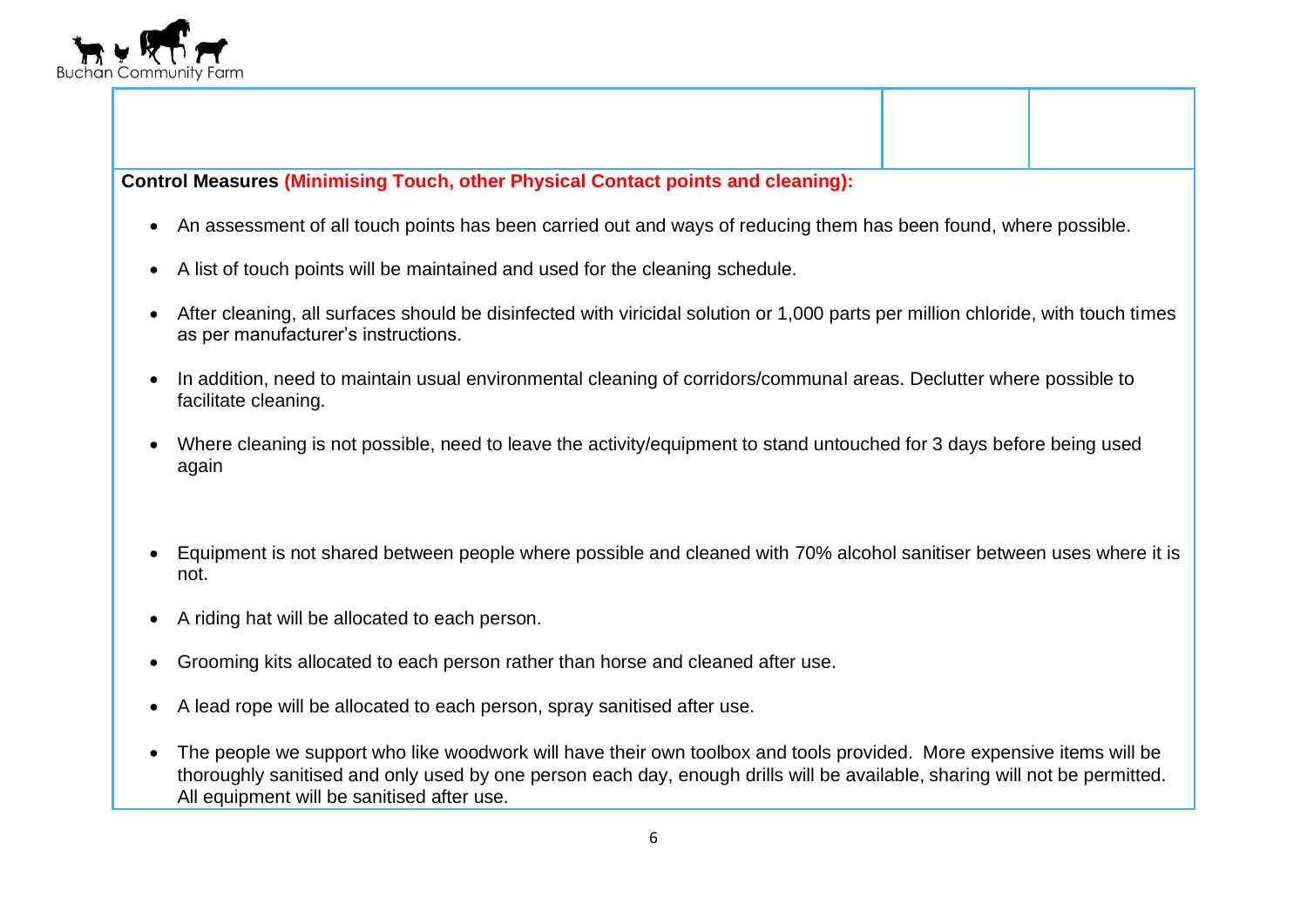**Control Measures** **(Minimising Touch, other Physical Contact points and cleaning):**

- An assessment of all touch points has been carried out and ways of reducing them has been found, where possible.
- A list of touch points will be maintained and used for the cleaning schedule.
- After cleaning, all surfaces should be disinfected with viricidal solution or 1,000 parts per million chloride, with touch times as per manufacturer's instructions.
- In addition, need to maintain usual environmental cleaning of corridors/communal areas. Declutter where possible to facilitate cleaning.
- Where cleaning is not possible, need to leave the activity/equipment to stand untouched for 3 days before being used again
- Equipment is not shared between people where possible and cleaned with 70% alcohol sanitiser between uses where it is not.
- A riding hat will be allocated to each person.
- Grooming kits allocated to each person rather than horse and cleaned after use.
- A lead rope will be allocated to each person, spray sanitised after use.
- The people we support who like woodwork will have their own toolbox and tools provided. More expensive items will be thoroughly sanitised and only used by one person each day, enough drills will be available, sharing will not be permitted. All equipment will be sanitised after use.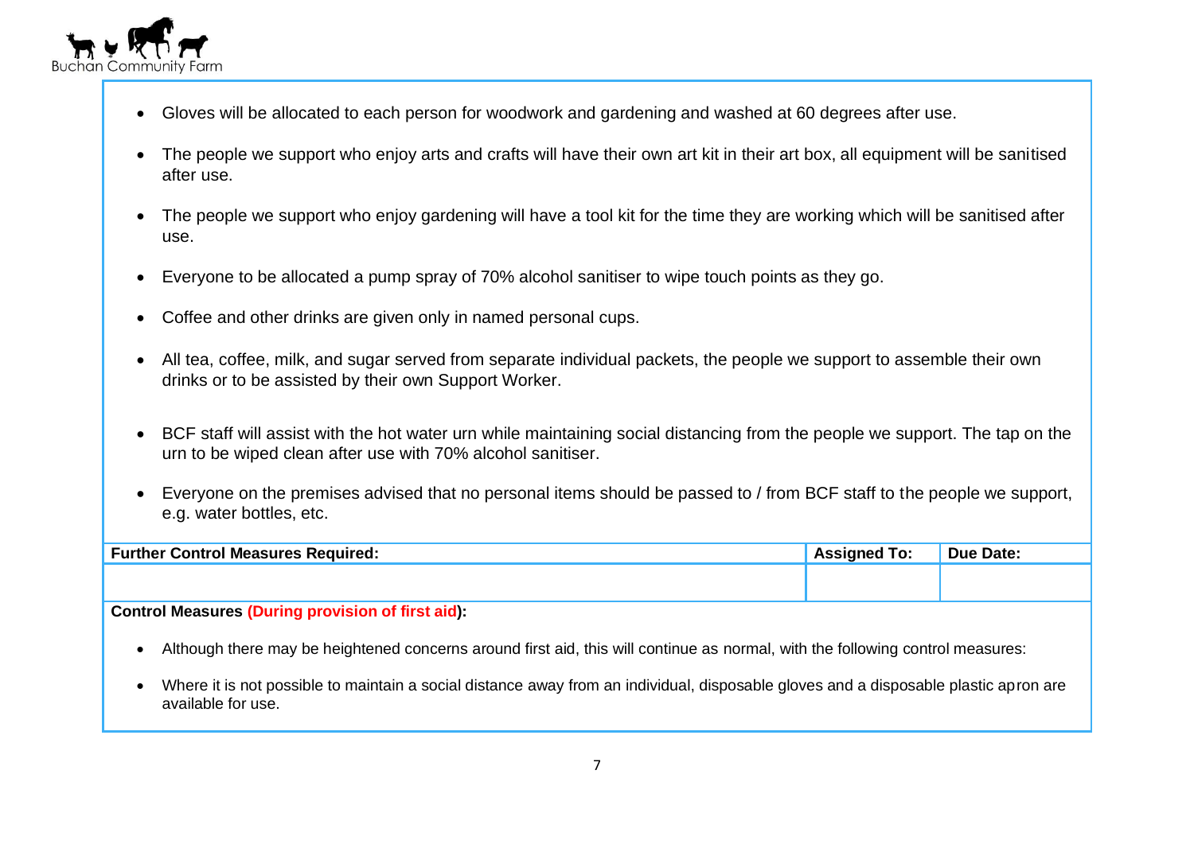- Gloves will be allocated to each person for woodwork and gardening and washed at 60 degrees after use.
- The people we support who enjoy arts and crafts will have their own art kit in their art box, all equipment will be sanitised after use.
- The people we support who enjoy gardening will have a tool kit for the time they are working which will be sanitised after use.
- Everyone to be allocated a pump spray of 70% alcohol sanitiser to wipe touch points as they go.
- Coffee and other drinks are given only in named personal cups.
- All tea, coffee, milk, and sugar served from separate individual packets, the people we support to assemble their own drinks or to be assisted by their own Support Worker.
- BCF staff will assist with the hot water urn while maintaining social distancing from the people we support. The tap on the urn to be wiped clean after use with 70% alcohol sanitiser.
- Everyone on the premises advised that no personal items should be passed to / from BCF staff to the people we support, e.g. water bottles, etc.

| Further Control Measures Required: | Assigned To: | Due Date: |
|---|---|---|
| | | |

**Control Measures (During provision of first aid):**

- Although there may be heightened concerns around first aid, this will continue as normal, with the following control measures:
- Where it is not possible to maintain a social distance away from an individual, disposable gloves and a disposable plastic apron are available for use.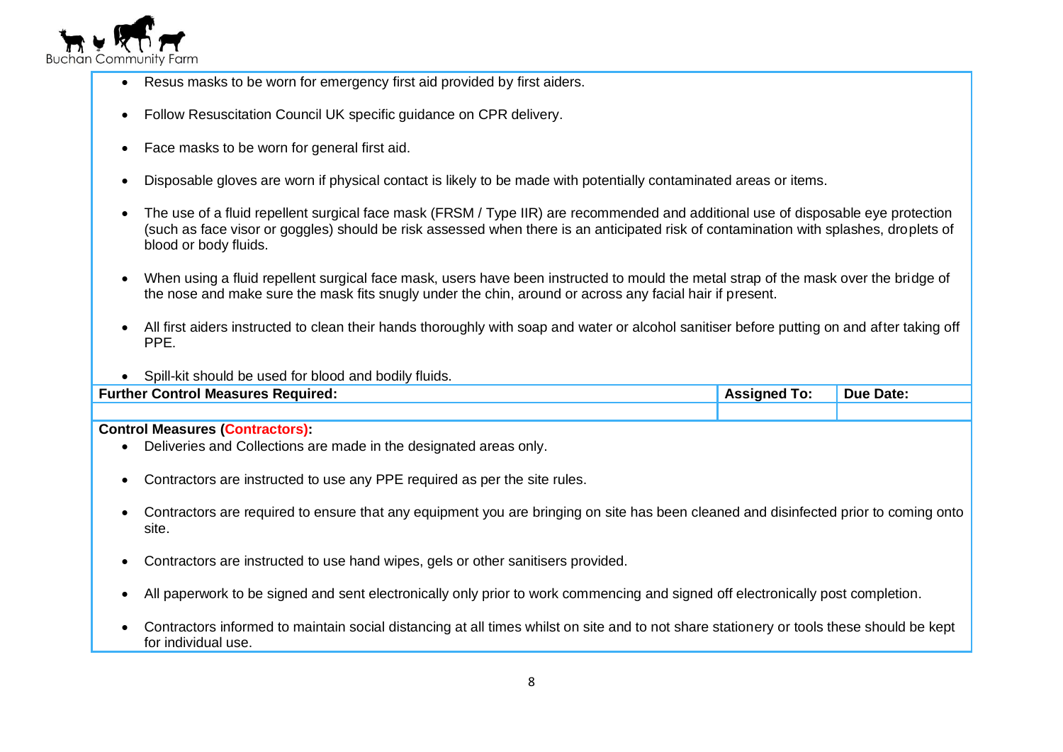- Resus masks to be worn for emergency first aid provided by first aiders.
- Follow Resuscitation Council UK specific guidance on CPR delivery.
- Face masks to be worn for general first aid.
- Disposable gloves are worn if physical contact is likely to be made with potentially contaminated areas or items.
- The use of a fluid repellent surgical face mask (FRSM / Type IIR) are recommended and additional use of disposable eye protection (such as face visor or goggles) should be risk assessed when there is an anticipated risk of contamination with splashes, droplets of blood or body fluids.
- When using a fluid repellent surgical face mask, users have been instructed to mould the metal strap of the mask over the bridge of the nose and make sure the mask fits snugly under the chin, around or across any facial hair if present.
- All first aiders instructed to clean their hands thoroughly with soap and water or alcohol sanitiser before putting on and after taking off PPE.
- Spill-kit should be used for blood and bodily fluids.

| Further Control Measures Required: | Assigned To: | Due Date: |
|---|---|---|
| | | |

**Control Measures (Contractors):**

- Deliveries and Collections are made in the designated areas only.
- Contractors are instructed to use any PPE required as per the site rules.
- Contractors are required to ensure that any equipment you are bringing on site has been cleaned and disinfected prior to coming onto site.
- Contractors are instructed to use hand wipes, gels or other sanitisers provided.
- All paperwork to be signed and sent electronically only prior to work commencing and signed off electronically post completion.
- Contractors informed to maintain social distancing at all times whilst on site and to not share stationery or tools these should be kept for individual use.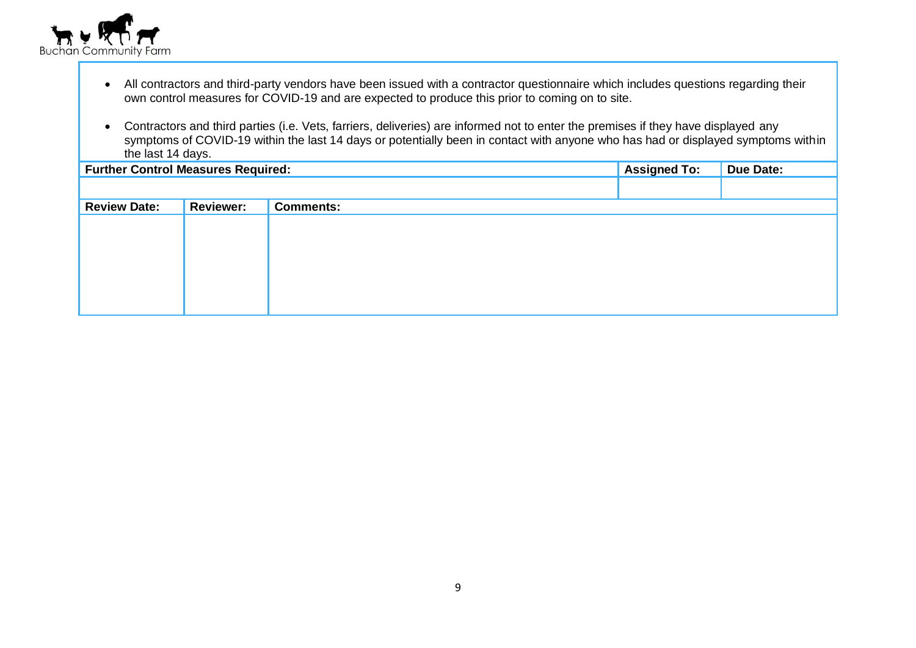- All contractors and third-party vendors have been issued with a contractor questionnaire which includes questions regarding their own control measures for COVID-19 and are expected to produce this prior to coming on to site.

- Contractors and third parties (i.e. Vets, farriers, deliveries) are informed not to enter the premises if they have displayed any symptoms of COVID-19 within the last 14 days or potentially been in contact with anyone who has had or displayed symptoms within the last 14 days.

| **Further Control Measures Required:** | **Assigned To:** | **Due Date:** |
|---|---|---|
| | | |

| **Review Date:** | **Reviewer:** | **Comments:** |
|---|---|---|
| | | |